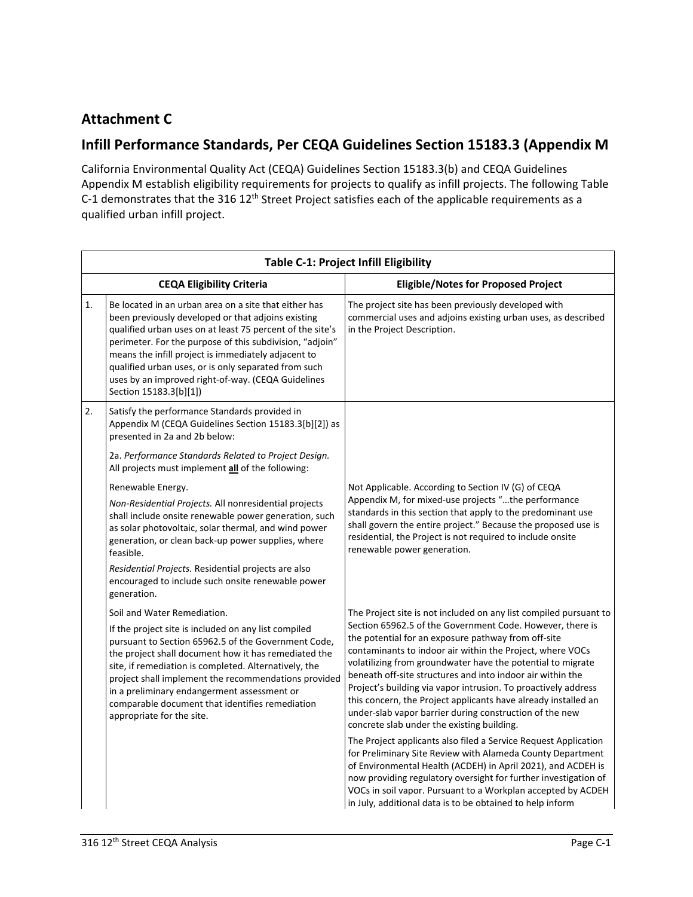## Attachment C

## Infill Performance Standards, Per CEQA Guidelines Section 15183.3 (Appendix M

California Environmental Quality Act (CEQA) Guidelines Section 15183.3(b) and CEQA Guidelines Appendix M establish eligibility requirements for projects to qualify as infill projects. The following Table C-1 demonstrates that the 316 12th Street Project satisfies each of the applicable requirements as a qualified urban infill project.

| Table C-1: Project Infill Eligibility | | |
|---|---|---|
| | **CEQA Eligibility Criteria** | **Eligible/Notes for Proposed Project** |
| 1. | Be located in an urban area on a site that either has been previously developed or that adjoins existing qualified urban uses on at least 75 percent of the site's perimeter. For the purpose of this subdivision, "adjoin" means the infill project is immediately adjacent to qualified urban uses, or is only separated from such uses by an improved right-of-way. (CEQA Guidelines Section 15183.3[b][1]) | The project site has been previously developed with commercial uses and adjoins existing urban uses, as described in the Project Description. |
| 2. | Satisfy the performance Standards provided in Appendix M (CEQA Guidelines Section 15183.3[b][2]) as presented in 2a and 2b below:<br><br>2a. *Performance Standards Related to Project Design.* All projects must implement **all** of the following: | |
| | Renewable Energy.<br><br>*Non-Residential Projects.* All nonresidential projects shall include onsite renewable power generation, such as solar photovoltaic, solar thermal, and wind power generation, or clean back-up power supplies, where feasible.<br><br>*Residential Projects.* Residential projects are also encouraged to include such onsite renewable power generation. | Not Applicable. According to Section IV (G) of CEQA Appendix M, for mixed-use projects "…the performance standards in this section that apply to the predominant use shall govern the entire project." Because the proposed use is residential, the Project is not required to include onsite renewable power generation. |
| | Soil and Water Remediation.<br><br>If the project site is included on any list compiled pursuant to Section 65962.5 of the Government Code, the project shall document how it has remediated the site, if remediation is completed. Alternatively, the project shall implement the recommendations provided in a preliminary endangerment assessment or comparable document that identifies remediation appropriate for the site. | The Project site is not included on any list compiled pursuant to Section 65962.5 of the Government Code. However, there is the potential for an exposure pathway from off-site contaminants to indoor air within the Project, where VOCs volatilizing from groundwater have the potential to migrate beneath off-site structures and into indoor air within the Project's building via vapor intrusion. To proactively address this concern, the Project applicants have already installed an under-slab vapor barrier during construction of the new concrete slab under the existing building.<br><br>The Project applicants also filed a Service Request Application for Preliminary Site Review with Alameda County Department of Environmental Health (ACDEH) in April 2021), and ACDEH is now providing regulatory oversight for further investigation of VOCs in soil vapor. Pursuant to a Workplan accepted by ACDEH in July, additional data is to be obtained to help inform |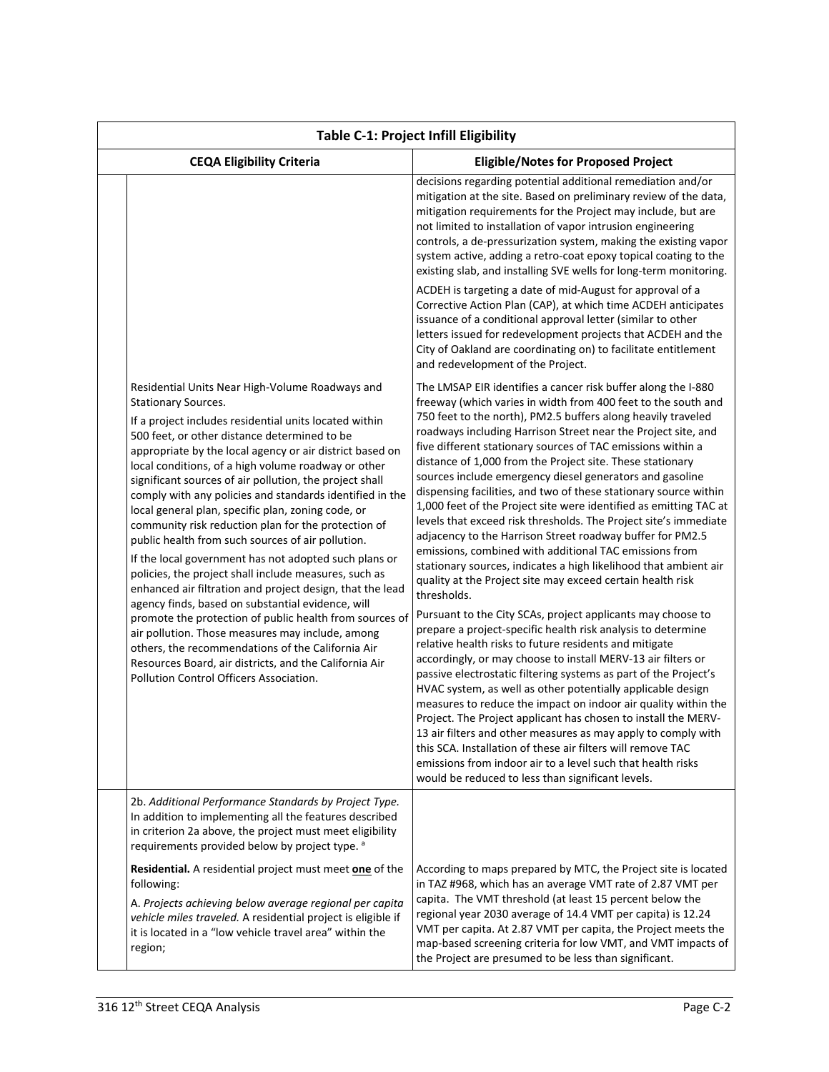| Table C-1: Project Infill Eligibility | | |
|---|---|---|
| | **CEQA Eligibility Criteria** | **Eligible/Notes for Proposed Project** |
| | | decisions regarding potential additional remediation and/or mitigation at the site. Based on preliminary review of the data, mitigation requirements for the Project may include, but are not limited to installation of vapor intrusion engineering controls, a de-pressurization system, making the existing vapor system active, adding a retro-coat epoxy topical coating to the existing slab, and installing SVE wells for long-term monitoring.<br><br>ACDEH is targeting a date of mid-August for approval of a Corrective Action Plan (CAP), at which time ACDEH anticipates issuance of a conditional approval letter (similar to other letters issued for redevelopment projects that ACDEH and the City of Oakland are coordinating on) to facilitate entitlement and redevelopment of the Project. |
| | Residential Units Near High-Volume Roadways and Stationary Sources.<br><br>If a project includes residential units located within 500 feet, or other distance determined to be appropriate by the local agency or air district based on local conditions, of a high volume roadway or other significant sources of air pollution, the project shall comply with any policies and standards identified in the local general plan, specific plan, zoning code, or community risk reduction plan for the protection of public health from such sources of air pollution.<br><br>If the local government has not adopted such plans or policies, the project shall include measures, such as enhanced air filtration and project design, that the lead agency finds, based on substantial evidence, will promote the protection of public health from sources of air pollution. Those measures may include, among others, the recommendations of the California Air Resources Board, air districts, and the California Air Pollution Control Officers Association. | The LMSAP EIR identifies a cancer risk buffer along the I-880 freeway (which varies in width from 400 feet to the south and 750 feet to the north), PM2.5 buffers along heavily traveled roadways including Harrison Street near the Project site, and five different stationary sources of TAC emissions within a distance of 1,000 from the Project site. These stationary sources include emergency diesel generators and gasoline dispensing facilities, and two of these stationary source within 1,000 feet of the Project site were identified as emitting TAC at levels that exceed risk thresholds. The Project site's immediate adjacency to the Harrison Street roadway buffer for PM2.5 emissions, combined with additional TAC emissions from stationary sources, indicates a high likelihood that ambient air quality at the Project site may exceed certain health risk thresholds.<br><br>Pursuant to the City SCAs, project applicants may choose to prepare a project-specific health risk analysis to determine relative health risks to future residents and mitigate accordingly, or may choose to install MERV-13 air filters or passive electrostatic filtering systems as part of the Project's HVAC system, as well as other potentially applicable design measures to reduce the impact on indoor air quality within the Project. The Project applicant has chosen to install the MERV-13 air filters and other measures as may apply to comply with this SCA. Installation of these air filters will remove TAC emissions from indoor air to a level such that health risks would be reduced to less than significant levels. |
| | 2b. *Additional Performance Standards by Project Type.* In addition to implementing all the features described in criterion 2a above, the project must meet eligibility requirements provided below by project type. [a]<br><br>**Residential.** A residential project must meet **one** of the following:<br><br>A. *Projects achieving below average regional per capita vehicle miles traveled.* A residential project is eligible if it is located in a "low vehicle travel area" within the region; | According to maps prepared by MTC, the Project site is located in TAZ #968, which has an average VMT rate of 2.87 VMT per capita. The VMT threshold (at least 15 percent below the regional year 2030 average of 14.4 VMT per capita) is 12.24 VMT per capita. At 2.87 VMT per capita, the Project meets the map-based screening criteria for low VMT, and VMT impacts of the Project are presumed to be less than significant. |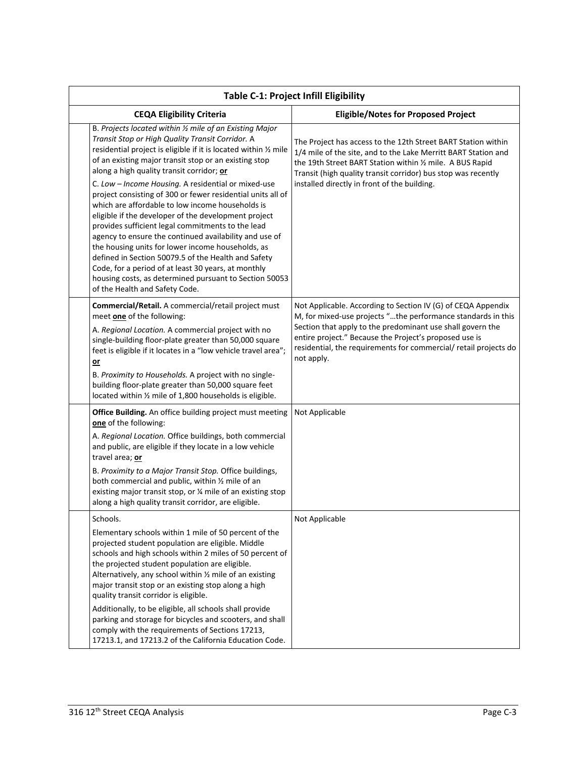| Table C-1: Project Infill Eligibility | | |
|---|---|---|
| CEQA Eligibility Criteria | | Eligible/Notes for Proposed Project |
| | B. *Projects located within ½ mile of an Existing Major Transit Stop or High Quality Transit Corridor.* A residential project is eligible if it is located within ½ mile of an existing major transit stop or an existing stop along a high quality transit corridor; **or**<br><br>C. *Low – Income Housing.* A residential or mixed-use project consisting of 300 or fewer residential units all of which are affordable to low income households is eligible if the developer of the development project provides sufficient legal commitments to the lead agency to ensure the continued availability and use of the housing units for lower income households, as defined in Section 50079.5 of the Health and Safety Code, for a period of at least 30 years, at monthly housing costs, as determined pursuant to Section 50053 of the Health and Safety Code. | The Project has access to the 12th Street BART Station within 1/4 mile of the site, and to the Lake Merritt BART Station and the 19th Street BART Station within ½ mile. A BUS Rapid Transit (high quality transit corridor) bus stop was recently installed directly in front of the building. |
| | **Commercial/Retail.** A commercial/retail project must meet **one** of the following:<br><br>A. *Regional Location.* A commercial project with no single-building floor-plate greater than 50,000 square feet is eligible if it locates in a "low vehicle travel area"; **or**<br><br>B. *Proximity to Households.* A project with no single-building floor-plate greater than 50,000 square feet located within ½ mile of 1,800 households is eligible. | Not Applicable. According to Section IV (G) of CEQA Appendix M, for mixed-use projects "…the performance standards in this Section that apply to the predominant use shall govern the entire project." Because the Project's proposed use is residential, the requirements for commercial/ retail projects do not apply. |
| | **Office Building.** An office building project must meeting **one** of the following:<br><br>A. *Regional Location.* Office buildings, both commercial and public, are eligible if they locate in a low vehicle travel area; **or**<br><br>B. *Proximity to a Major Transit Stop.* Office buildings, both commercial and public, within ½ mile of an existing major transit stop, or ¼ mile of an existing stop along a high quality transit corridor, are eligible. | Not Applicable |
| | Schools.<br><br>Elementary schools within 1 mile of 50 percent of the projected student population are eligible. Middle schools and high schools within 2 miles of 50 percent of the projected student population are eligible. Alternatively, any school within ½ mile of an existing major transit stop or an existing stop along a high quality transit corridor is eligible.<br><br>Additionally, to be eligible, all schools shall provide parking and storage for bicycles and scooters, and shall comply with the requirements of Sections 17213, 17213.1, and 17213.2 of the California Education Code. | Not Applicable |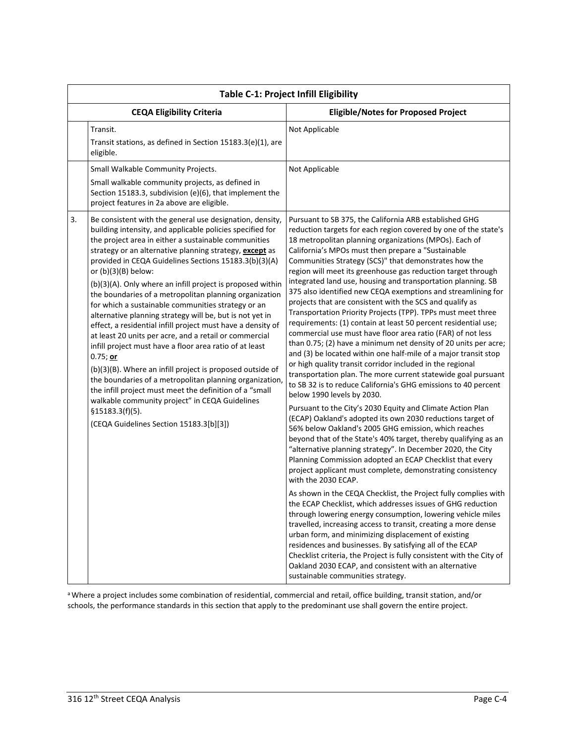| Table C-1: Project Infill Eligibility | | |
|---|---|---|
| **CEQA Eligibility Criteria** | | **Eligible/Notes for Proposed Project** |
| | Transit.<br>Transit stations, as defined in Section 15183.3(e)(1), are eligible. | Not Applicable |
| | Small Walkable Community Projects.<br>Small walkable community projects, as defined in Section 15183.3, subdivision (e)(6), that implement the project features in 2a above are eligible. | Not Applicable |
| 3. | Be consistent with the general use designation, density, building intensity, and applicable policies specified for the project area in either a sustainable communities strategy or an alternative planning strategy, **<u>except</u>** as provided in CEQA Guidelines Sections 15183.3(b)(3)(A) or (b)(3)(B) below:<br>(b)(3)(A). Only where an infill project is proposed within the boundaries of a metropolitan planning organization for which a sustainable communities strategy or an alternative planning strategy will be, but is not yet in effect, a residential infill project must have a density of at least 20 units per acre, and a retail or commercial infill project must have a floor area ratio of at least 0.75; **<u>or</u>**<br>(b)(3)(B). Where an infill project is proposed outside of the boundaries of a metropolitan planning organization, the infill project must meet the definition of a "small walkable community project" in CEQA Guidelines §15183.3(f)(5).<br>(CEQA Guidelines Section 15183.3[b][3]) | Pursuant to SB 375, the California ARB established GHG reduction targets for each region covered by one of the state's 18 metropolitan planning organizations (MPOs). Each of California's MPOs must then prepare a "Sustainable Communities Strategy (SCS)" that demonstrates how the region will meet its greenhouse gas reduction target through integrated land use, housing and transportation planning. SB 375 also identified new CEQA exemptions and streamlining for projects that are consistent with the SCS and qualify as Transportation Priority Projects (TPP). TPPs must meet three requirements: (1) contain at least 50 percent residential use; commercial use must have floor area ratio (FAR) of not less than 0.75; (2) have a minimum net density of 20 units per acre; and (3) be located within one half-mile of a major transit stop or high quality transit corridor included in the regional transportation plan. The more current statewide goal pursuant to SB 32 is to reduce California's GHG emissions to 40 percent below 1990 levels by 2030.<br>Pursuant to the City's 2030 Equity and Climate Action Plan (ECAP) Oakland's adopted its own 2030 reductions target of 56% below Oakland's 2005 GHG emission, which reaches beyond that of the State's 40% target, thereby qualifying as an "alternative planning strategy". In December 2020, the City Planning Commission adopted an ECAP Checklist that every project applicant must complete, demonstrating consistency with the 2030 ECAP.<br>As shown in the CEQA Checklist, the Project fully complies with the ECAP Checklist, which addresses issues of GHG reduction through lowering energy consumption, lowering vehicle miles travelled, increasing access to transit, creating a more dense urban form, and minimizing displacement of existing residences and businesses. By satisfying all of the ECAP Checklist criteria, the Project is fully consistent with the City of Oakland 2030 ECAP, and consistent with an alternative sustainable communities strategy. |

[a] Where a project includes some combination of residential, commercial and retail, office building, transit station, and/or schools, the performance standards in this section that apply to the predominant use shall govern the entire project.